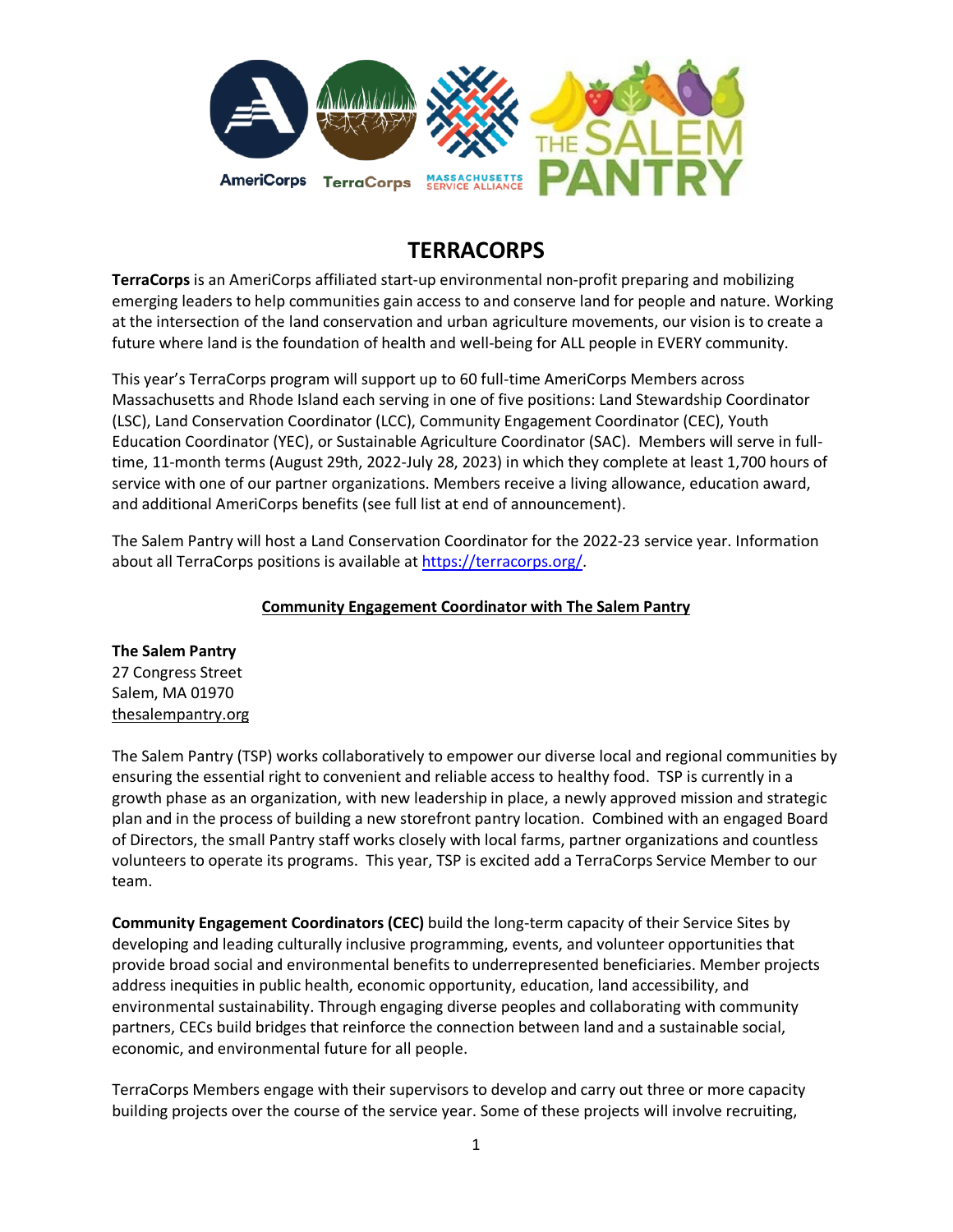# TERRACORPS

**TerraCorps** is an AmeriCorps affiliated start-up environmental non-profit preparing and mobilizing emerging leaders to help communities gain access to and conserve land for people and nature. Working at the intersection of the land conservation and urban agriculture movements, our vision is to create a future where land is the foundation of health and well-being for ALL people in EVERY community.

This year's TerraCorps program will support up to 60 full-time AmeriCorps Members across Massachusetts and Rhode Island each serving in one of five positions: Land Stewardship Coordinator (LSC), Land Conservation Coordinator (LCC), Community Engagement Coordinator (CEC), Youth Education Coordinator (YEC), or Sustainable Agriculture Coordinator (SAC). Members will serve in full-time, 11-month terms (August 29th, 2022-July 28, 2023) in which they complete at least 1,700 hours of service with one of our partner organizations. Members receive a living allowance, education award, and additional AmeriCorps benefits (see full list at end of announcement).

The Salem Pantry will host a Land Conservation Coordinator for the 2022-23 service year. Information about all TerraCorps positions is available at https://terracorps.org/.

## Community Engagement Coordinator with The Salem Pantry

**The Salem Pantry**
27 Congress Street
Salem, MA 01970
thesalempantry.org

The Salem Pantry (TSP) works collaboratively to empower our diverse local and regional communities by ensuring the essential right to convenient and reliable access to healthy food. TSP is currently in a growth phase as an organization, with new leadership in place, a newly approved mission and strategic plan and in the process of building a new storefront pantry location. Combined with an engaged Board of Directors, the small Pantry staff works closely with local farms, partner organizations and countless volunteers to operate its programs. This year, TSP is excited add a TerraCorps Service Member to our team.

**Community Engagement Coordinators (CEC)** build the long-term capacity of their Service Sites by developing and leading culturally inclusive programming, events, and volunteer opportunities that provide broad social and environmental benefits to underrepresented beneficiaries. Member projects address inequities in public health, economic opportunity, education, land accessibility, and environmental sustainability. Through engaging diverse peoples and collaborating with community partners, CECs build bridges that reinforce the connection between land and a sustainable social, economic, and environmental future for all people.

TerraCorps Members engage with their supervisors to develop and carry out three or more capacity building projects over the course of the service year. Some of these projects will involve recruiting,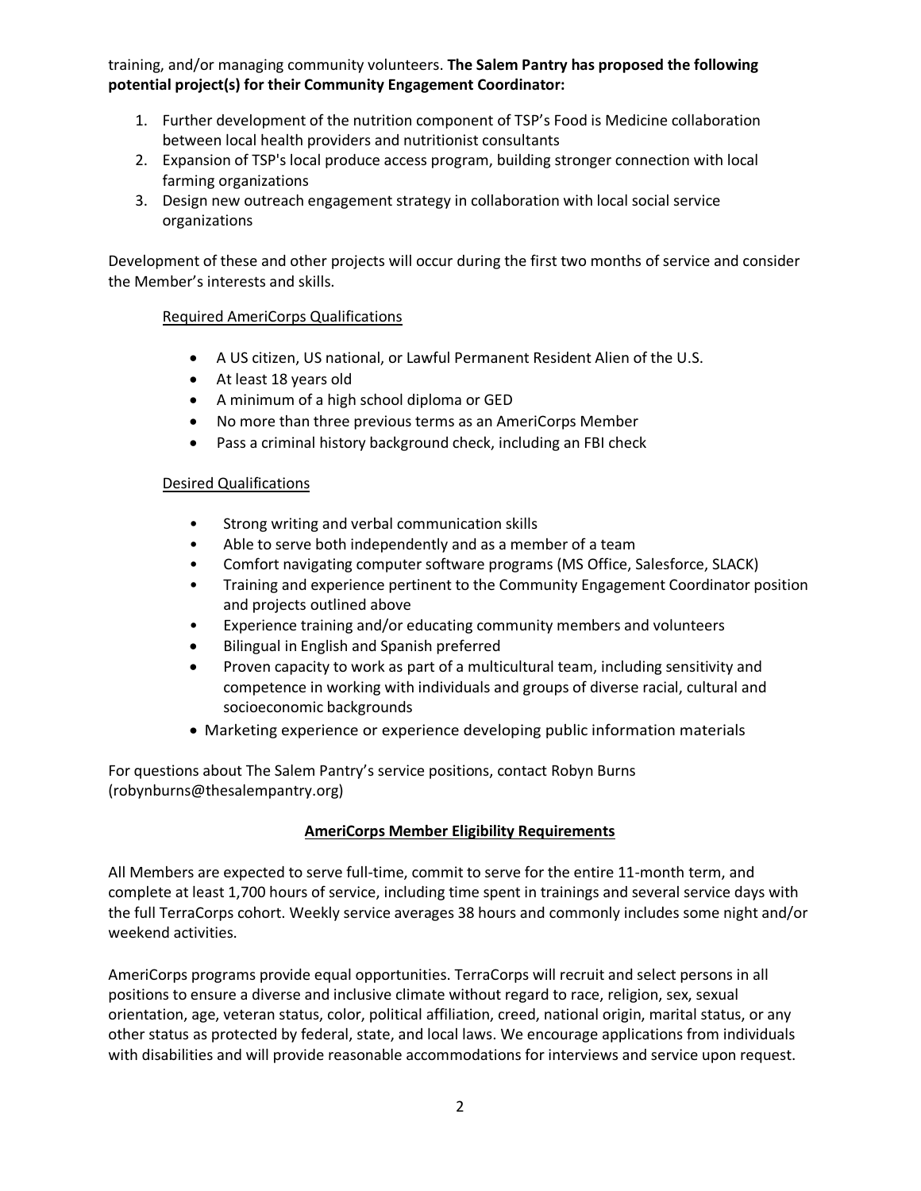training, and/or managing community volunteers. **The Salem Pantry has proposed the following potential project(s) for their Community Engagement Coordinator:**

1. Further development of the nutrition component of TSP's Food is Medicine collaboration between local health providers and nutritionist consultants
2. Expansion of TSP's local produce access program, building stronger connection with local farming organizations
3. Design new outreach engagement strategy in collaboration with local social service organizations

Development of these and other projects will occur during the first two months of service and consider the Member's interests and skills.

Required AmeriCorps Qualifications

- A US citizen, US national, or Lawful Permanent Resident Alien of the U.S.
- At least 18 years old
- A minimum of a high school diploma or GED
- No more than three previous terms as an AmeriCorps Member
- Pass a criminal history background check, including an FBI check

Desired Qualifications

- Strong writing and verbal communication skills
- Able to serve both independently and as a member of a team
- Comfort navigating computer software programs (MS Office, Salesforce, SLACK)
- Training and experience pertinent to the Community Engagement Coordinator position and projects outlined above
- Experience training and/or educating community members and volunteers
- Bilingual in English and Spanish preferred
- Proven capacity to work as part of a multicultural team, including sensitivity and competence in working with individuals and groups of diverse racial, cultural and socioeconomic backgrounds
- Marketing experience or experience developing public information materials

For questions about The Salem Pantry's service positions, contact Robyn Burns (robynburns@thesalempantry.org)

## AmeriCorps Member Eligibility Requirements

All Members are expected to serve full-time, commit to serve for the entire 11-month term, and complete at least 1,700 hours of service, including time spent in trainings and several service days with the full TerraCorps cohort. Weekly service averages 38 hours and commonly includes some night and/or weekend activities.

AmeriCorps programs provide equal opportunities. TerraCorps will recruit and select persons in all positions to ensure a diverse and inclusive climate without regard to race, religion, sex, sexual orientation, age, veteran status, color, political affiliation, creed, national origin, marital status, or any other status as protected by federal, state, and local laws. We encourage applications from individuals with disabilities and will provide reasonable accommodations for interviews and service upon request.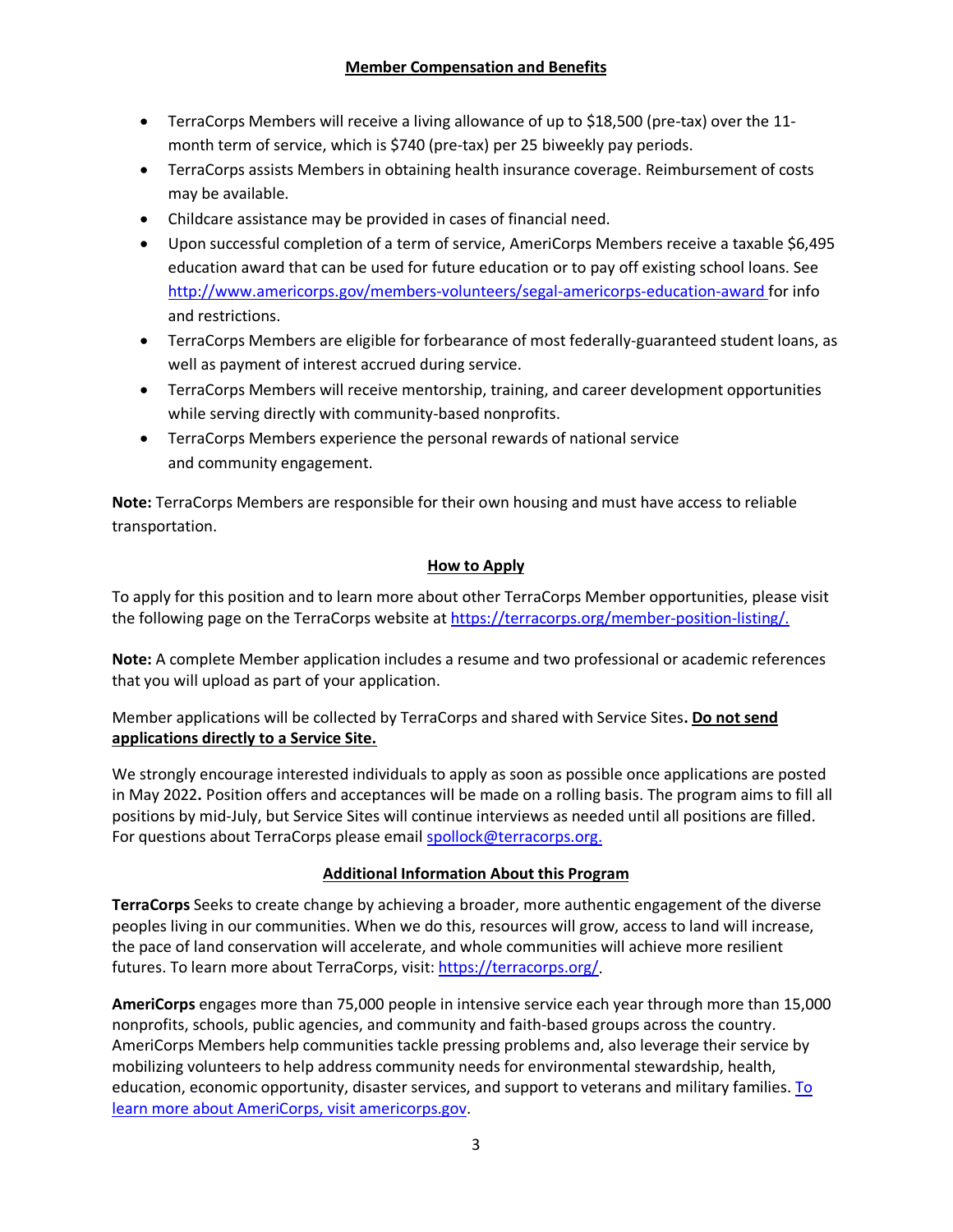## Member Compensation and Benefits

- TerraCorps Members will receive a living allowance of up to $18,500 (pre-tax) over the 11-month term of service, which is $740 (pre-tax) per 25 biweekly pay periods.
- TerraCorps assists Members in obtaining health insurance coverage. Reimbursement of costs may be available.
- Childcare assistance may be provided in cases of financial need.
- Upon successful completion of a term of service, AmeriCorps Members receive a taxable $6,495 education award that can be used for future education or to pay off existing school loans. See [http://www.americorps.gov/members-volunteers/segal-americorps-education-award](http://www.americorps.gov/members-volunteers/segal-americorps-education-award) for info and restrictions.
- TerraCorps Members are eligible for forbearance of most federally-guaranteed student loans, as well as payment of interest accrued during service.
- TerraCorps Members will receive mentorship, training, and career development opportunities while serving directly with community-based nonprofits.
- TerraCorps Members experience the personal rewards of national service and community engagement.

**Note:** TerraCorps Members are responsible for their own housing and must have access to reliable transportation.

## How to Apply

To apply for this position and to learn more about other TerraCorps Member opportunities, please visit the following page on the TerraCorps website at [https://terracorps.org/member-position-listing/.](https://terracorps.org/member-position-listing/)

**Note:** A complete Member application includes a resume and two professional or academic references that you will upload as part of your application.

Member applications will be collected by TerraCorps and shared with Service Sites**.** **Do not send applications directly to a Service Site.**

We strongly encourage interested individuals to apply as soon as possible once applications are posted in May 2022**.** Position offers and acceptances will be made on a rolling basis. The program aims to fill all positions by mid-July, but Service Sites will continue interviews as needed until all positions are filled. For questions about TerraCorps please email [spollock@terracorps.org.](mailto:spollock@terracorps.org)

## Additional Information About this Program

**TerraCorps** Seeks to create change by achieving a broader, more authentic engagement of the diverse peoples living in our communities. When we do this, resources will grow, access to land will increase, the pace of land conservation will accelerate, and whole communities will achieve more resilient futures. To learn more about TerraCorps, visit: [https://terracorps.org/](https://terracorps.org/).

**AmeriCorps** engages more than 75,000 people in intensive service each year through more than 15,000 nonprofits, schools, public agencies, and community and faith-based groups across the country. AmeriCorps Members help communities tackle pressing problems and, also leverage their service by mobilizing volunteers to help address community needs for environmental stewardship, health, education, economic opportunity, disaster services, and support to veterans and military families. [To learn more about AmeriCorps, visit americorps.gov](https://americorps.gov).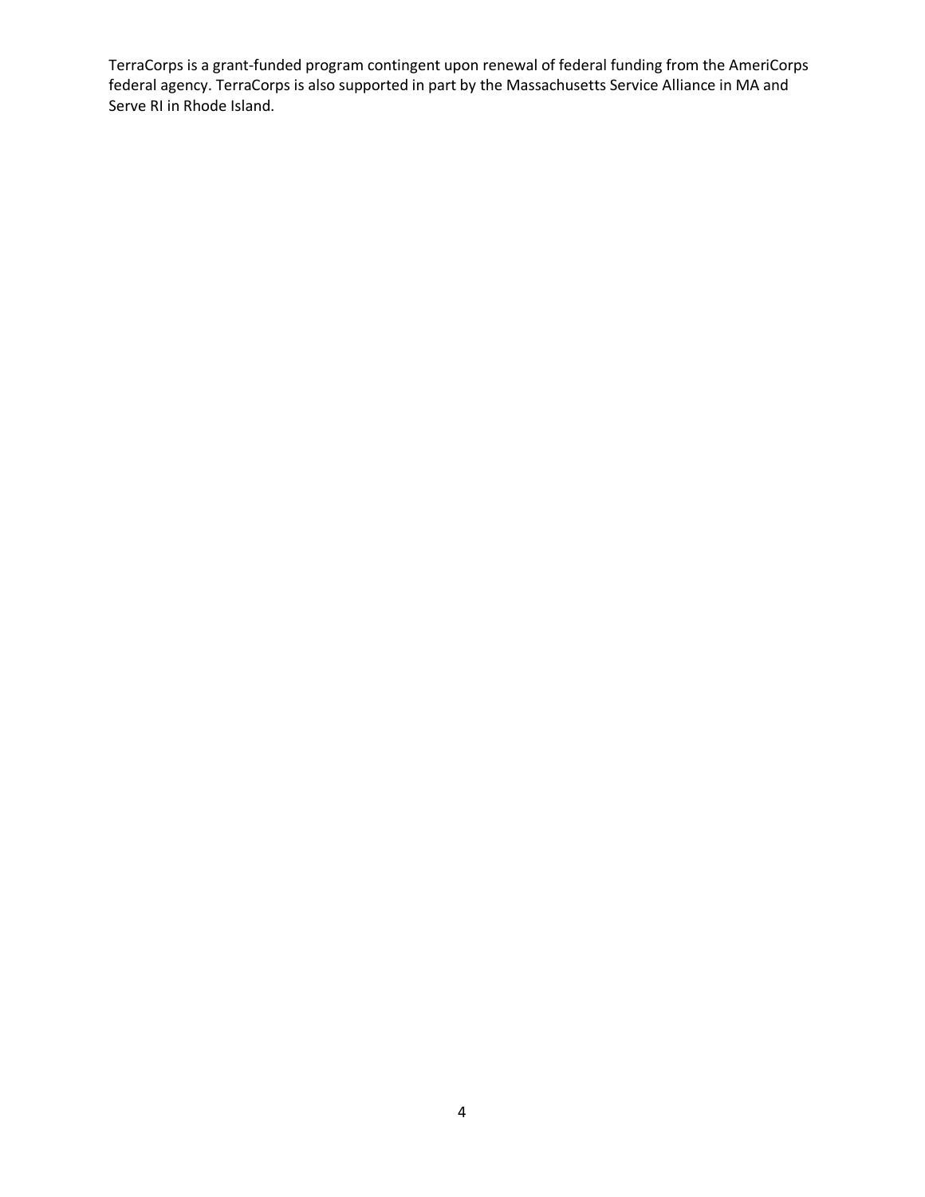TerraCorps is a grant-funded program contingent upon renewal of federal funding from the AmeriCorps federal agency. TerraCorps is also supported in part by the Massachusetts Service Alliance in MA and Serve RI in Rhode Island.